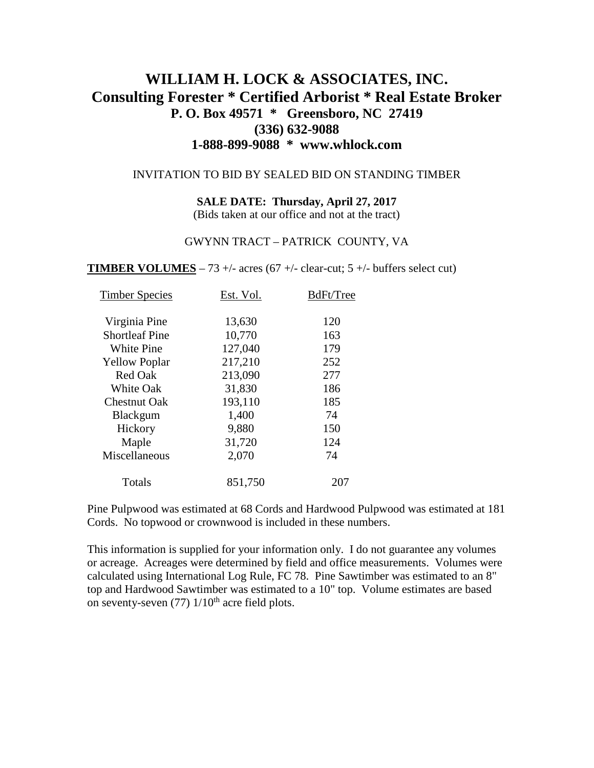# WILLIAM H. LOCK & ASSOCIATES, INC.

## Consulting Forester * Certified Arborist * Real Estate Broker

### P. O. Box 49571 * Greensboro, NC 27419

### (336) 632-9088

### 1-888-899-9088 * www.whlock.com

INVITATION TO BID BY SEALED BID ON STANDING TIMBER

**SALE DATE: Thursday, April 27, 2017**
(Bids taken at our office and not at the tract)

GWYNN TRACT – PATRICK COUNTY, VA

**TIMBER VOLUMES** – 73 +/- acres (67 +/- clear-cut; 5 +/- buffers select cut)

| Timber Species | Est. Vol. | BdFt/Tree |
|---|---|---|
| Virginia Pine | 13,630 | 120 |
| Shortleaf Pine | 10,770 | 163 |
| White Pine | 127,040 | 179 |
| Yellow Poplar | 217,210 | 252 |
| Red Oak | 213,090 | 277 |
| White Oak | 31,830 | 186 |
| Chestnut Oak | 193,110 | 185 |
| Blackgum | 1,400 | 74 |
| Hickory | 9,880 | 150 |
| Maple | 31,720 | 124 |
| Miscellaneous | 2,070 | 74 |
| Totals | 851,750 | 207 |

Pine Pulpwood was estimated at 68 Cords and Hardwood Pulpwood was estimated at 181 Cords. No topwood or crownwood is included in these numbers.

This information is supplied for your information only. I do not guarantee any volumes or acreage. Acreages were determined by field and office measurements. Volumes were calculated using International Log Rule, FC 78. Pine Sawtimber was estimated to an 8" top and Hardwood Sawtimber was estimated to a 10" top. Volume estimates are based on seventy-seven (77) 1/10th acre field plots.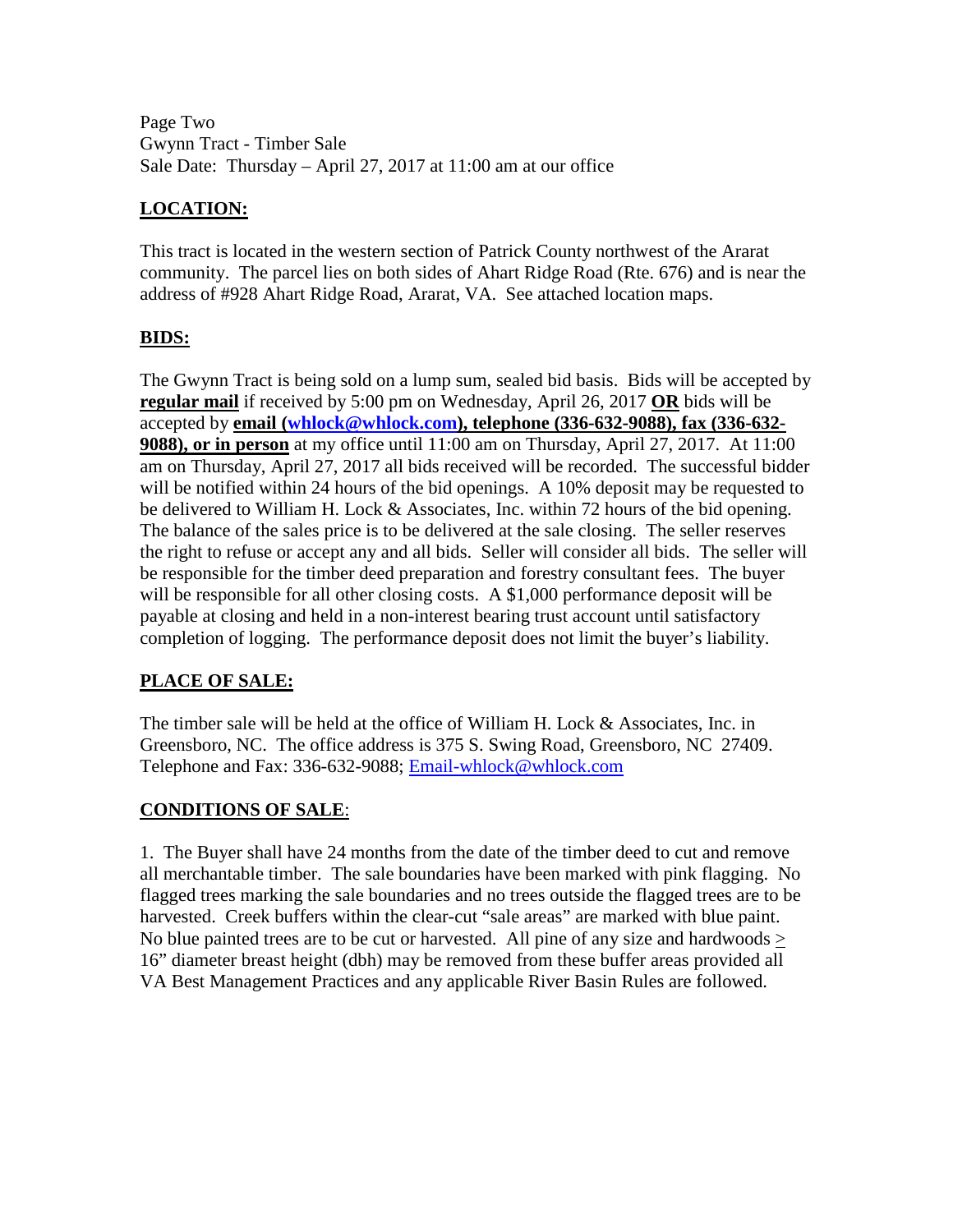Page Two
Gwynn Tract - Timber Sale
Sale Date: Thursday – April 27, 2017 at 11:00 am at our office

## LOCATION:

This tract is located in the western section of Patrick County northwest of the Ararat community. The parcel lies on both sides of Ahart Ridge Road (Rte. 676) and is near the address of #928 Ahart Ridge Road, Ararat, VA. See attached location maps.

## BIDS:

The Gwynn Tract is being sold on a lump sum, sealed bid basis. Bids will be accepted by **regular mail** if received by 5:00 pm on Wednesday, April 26, 2017 **OR** bids will be accepted by **email (whlock@whlock.com), telephone (336-632-9088), fax (336-632-9088), or in person** at my office until 11:00 am on Thursday, April 27, 2017. At 11:00 am on Thursday, April 27, 2017 all bids received will be recorded. The successful bidder will be notified within 24 hours of the bid openings. A 10% deposit may be requested to be delivered to William H. Lock & Associates, Inc. within 72 hours of the bid opening. The balance of the sales price is to be delivered at the sale closing. The seller reserves the right to refuse or accept any and all bids. Seller will consider all bids. The seller will be responsible for the timber deed preparation and forestry consultant fees. The buyer will be responsible for all other closing costs. A $1,000 performance deposit will be payable at closing and held in a non-interest bearing trust account until satisfactory completion of logging. The performance deposit does not limit the buyer's liability.

## PLACE OF SALE:

The timber sale will be held at the office of William H. Lock & Associates, Inc. in Greensboro, NC. The office address is 375 S. Swing Road, Greensboro, NC 27409. Telephone and Fax: 336-632-9088; Email-whlock@whlock.com

## CONDITIONS OF SALE:

1. The Buyer shall have 24 months from the date of the timber deed to cut and remove all merchantable timber. The sale boundaries have been marked with pink flagging. No flagged trees marking the sale boundaries and no trees outside the flagged trees are to be harvested. Creek buffers within the clear-cut "sale areas" are marked with blue paint. No blue painted trees are to be cut or harvested. All pine of any size and hardwoods ≥ 16" diameter breast height (dbh) may be removed from these buffer areas provided all VA Best Management Practices and any applicable River Basin Rules are followed.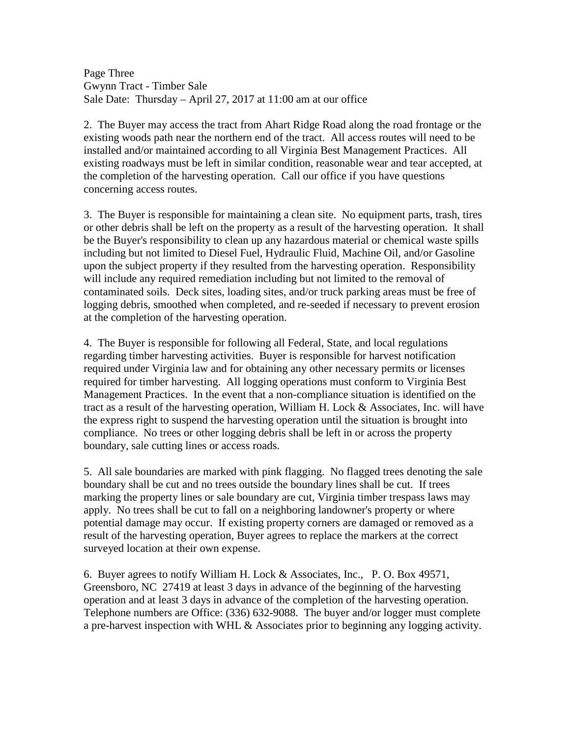Page Three
Gwynn Tract - Timber Sale
Sale Date: Thursday – April 27, 2017 at 11:00 am at our office

2. The Buyer may access the tract from Ahart Ridge Road along the road frontage or the existing woods path near the northern end of the tract. All access routes will need to be installed and/or maintained according to all Virginia Best Management Practices. All existing roadways must be left in similar condition, reasonable wear and tear accepted, at the completion of the harvesting operation. Call our office if you have questions concerning access routes.

3. The Buyer is responsible for maintaining a clean site. No equipment parts, trash, tires or other debris shall be left on the property as a result of the harvesting operation. It shall be the Buyer's responsibility to clean up any hazardous material or chemical waste spills including but not limited to Diesel Fuel, Hydraulic Fluid, Machine Oil, and/or Gasoline upon the subject property if they resulted from the harvesting operation. Responsibility will include any required remediation including but not limited to the removal of contaminated soils. Deck sites, loading sites, and/or truck parking areas must be free of logging debris, smoothed when completed, and re-seeded if necessary to prevent erosion at the completion of the harvesting operation.

4. The Buyer is responsible for following all Federal, State, and local regulations regarding timber harvesting activities. Buyer is responsible for harvest notification required under Virginia law and for obtaining any other necessary permits or licenses required for timber harvesting. All logging operations must conform to Virginia Best Management Practices. In the event that a non-compliance situation is identified on the tract as a result of the harvesting operation, William H. Lock & Associates, Inc. will have the express right to suspend the harvesting operation until the situation is brought into compliance. No trees or other logging debris shall be left in or across the property boundary, sale cutting lines or access roads.

5. All sale boundaries are marked with pink flagging. No flagged trees denoting the sale boundary shall be cut and no trees outside the boundary lines shall be cut. If trees marking the property lines or sale boundary are cut, Virginia timber trespass laws may apply. No trees shall be cut to fall on a neighboring landowner's property or where potential damage may occur. If existing property corners are damaged or removed as a result of the harvesting operation, Buyer agrees to replace the markers at the correct surveyed location at their own expense.

6. Buyer agrees to notify William H. Lock & Associates, Inc., P. O. Box 49571, Greensboro, NC 27419 at least 3 days in advance of the beginning of the harvesting operation and at least 3 days in advance of the completion of the harvesting operation. Telephone numbers are Office: (336) 632-9088. The buyer and/or logger must complete a pre-harvest inspection with WHL & Associates prior to beginning any logging activity.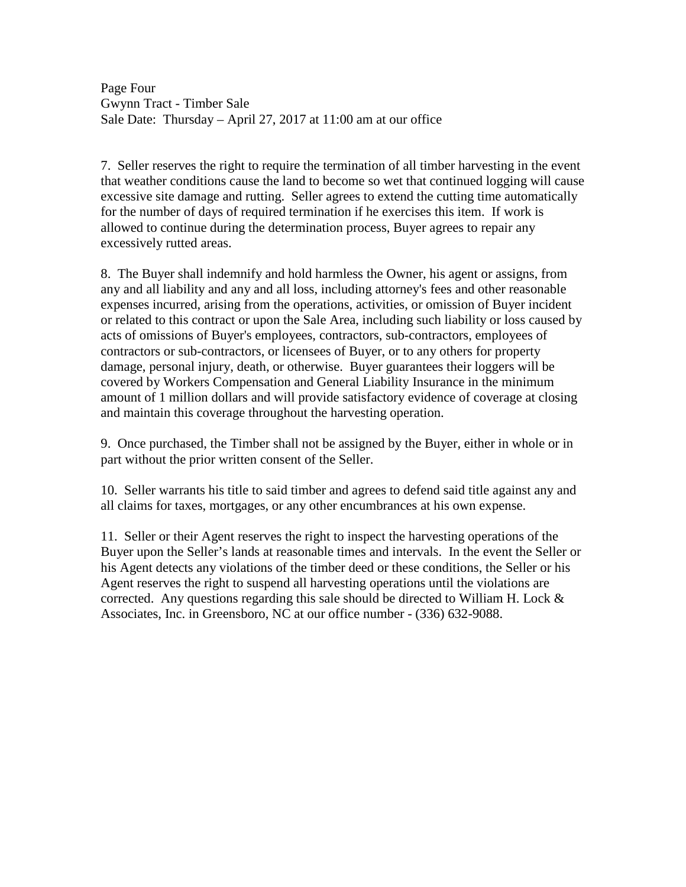7. Seller reserves the right to require the termination of all timber harvesting in the event that weather conditions cause the land to become so wet that continued logging will cause excessive site damage and rutting. Seller agrees to extend the cutting time automatically for the number of days of required termination if he exercises this item. If work is allowed to continue during the determination process, Buyer agrees to repair any excessively rutted areas.

8. The Buyer shall indemnify and hold harmless the Owner, his agent or assigns, from any and all liability and any and all loss, including attorney's fees and other reasonable expenses incurred, arising from the operations, activities, or omission of Buyer incident or related to this contract or upon the Sale Area, including such liability or loss caused by acts of omissions of Buyer's employees, contractors, sub-contractors, employees of contractors or sub-contractors, or licensees of Buyer, or to any others for property damage, personal injury, death, or otherwise. Buyer guarantees their loggers will be covered by Workers Compensation and General Liability Insurance in the minimum amount of 1 million dollars and will provide satisfactory evidence of coverage at closing and maintain this coverage throughout the harvesting operation.

9. Once purchased, the Timber shall not be assigned by the Buyer, either in whole or in part without the prior written consent of the Seller.

10. Seller warrants his title to said timber and agrees to defend said title against any and all claims for taxes, mortgages, or any other encumbrances at his own expense.

11. Seller or their Agent reserves the right to inspect the harvesting operations of the Buyer upon the Seller's lands at reasonable times and intervals. In the event the Seller or his Agent detects any violations of the timber deed or these conditions, the Seller or his Agent reserves the right to suspend all harvesting operations until the violations are corrected. Any questions regarding this sale should be directed to William H. Lock & Associates, Inc. in Greensboro, NC at our office number - (336) 632-9088.